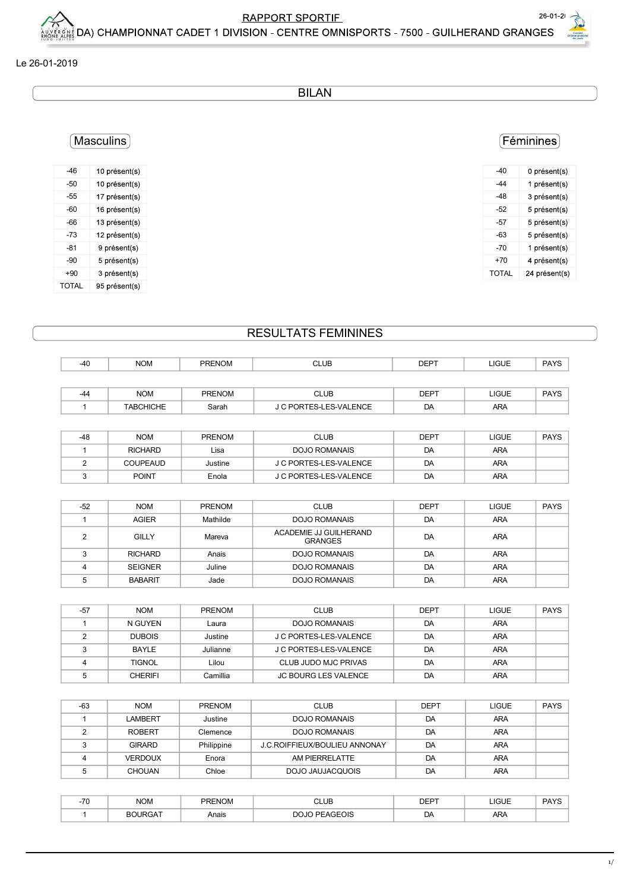# RAPPORT SPORTIF

## DA) CHAMPIONNAT CADET 1 DIVISION - CENTRE OMNISPORTS - 7500 - GUILHERAND GRANGES

Le 26-01-2019

## BILAN

### Masculins

| | |
|---|---|
| -46 | 10 présent(s) |
| -50 | 10 présent(s) |
| -55 | 17 présent(s) |
| -60 | 16 présent(s) |
| -66 | 13 présent(s) |
| -73 | 12 présent(s) |
| -81 | 9 présent(s) |
| -90 | 5 présent(s) |
| +90 | 3 présent(s) |
| TOTAL | 95 présent(s) |

### Féminines

| | |
|---|---|
| -40 | 0 présent(s) |
| -44 | 1 présent(s) |
| -48 | 3 présent(s) |
| -52 | 5 présent(s) |
| -57 | 5 présent(s) |
| -63 | 5 présent(s) |
| -70 | 1 présent(s) |
| +70 | 4 présent(s) |
| TOTAL | 24 présent(s) |

## RESULTATS FEMININES

| -40 | NOM | PRENOM | CLUB | DEPT | LIGUE | PAYS |
|---|---|---|---|---|---|---|

| -44 | NOM | PRENOM | CLUB | DEPT | LIGUE | PAYS |
|---|---|---|---|---|---|---|
| 1 | TABCHICHE | Sarah | J C PORTES-LES-VALENCE | DA | ARA | |

| -48 | NOM | PRENOM | CLUB | DEPT | LIGUE | PAYS |
|---|---|---|---|---|---|---|
| 1 | RICHARD | Lisa | DOJO ROMANAIS | DA | ARA | |
| 2 | COUPEAUD | Justine | J C PORTES-LES-VALENCE | DA | ARA | |
| 3 | POINT | Enola | J C PORTES-LES-VALENCE | DA | ARA | |

| -52 | NOM | PRENOM | CLUB | DEPT | LIGUE | PAYS |
|---|---|---|---|---|---|---|
| 1 | AGIER | Mathilde | DOJO ROMANAIS | DA | ARA | |
| 2 | GILLY | Mareva | ACADEMIE JJ GUILHERAND GRANGES | DA | ARA | |
| 3 | RICHARD | Anais | DOJO ROMANAIS | DA | ARA | |
| 4 | SEIGNER | Juline | DOJO ROMANAIS | DA | ARA | |
| 5 | BABARIT | Jade | DOJO ROMANAIS | DA | ARA | |

| -57 | NOM | PRENOM | CLUB | DEPT | LIGUE | PAYS |
|---|---|---|---|---|---|---|
| 1 | N GUYEN | Laura | DOJO ROMANAIS | DA | ARA | |
| 2 | DUBOIS | Justine | J C PORTES-LES-VALENCE | DA | ARA | |
| 3 | BAYLE | Julianne | J C PORTES-LES-VALENCE | DA | ARA | |
| 4 | TIGNOL | Lilou | CLUB JUDO MJC PRIVAS | DA | ARA | |
| 5 | CHERIFI | Camillia | JC BOURG LES VALENCE | DA | ARA | |

| -63 | NOM | PRENOM | CLUB | DEPT | LIGUE | PAYS |
|---|---|---|---|---|---|---|
| 1 | LAMBERT | Justine | DOJO ROMANAIS | DA | ARA | |
| 2 | ROBERT | Clemence | DOJO ROMANAIS | DA | ARA | |
| 3 | GIRARD | Philippine | J.C.ROIFFIEUX/BOULIEU ANNONAY | DA | ARA | |
| 4 | VERDOUX | Enora | AM PIERRELATTE | DA | ARA | |
| 5 | CHOUAN | Chloe | DOJO JAUJACQUOIS | DA | ARA | |

| -70 | NOM | PRENOM | CLUB | DEPT | LIGUE | PAYS |
|---|---|---|---|---|---|---|
| 1 | BOURGAT | Anais | DOJO PEAGEOIS | DA | ARA | |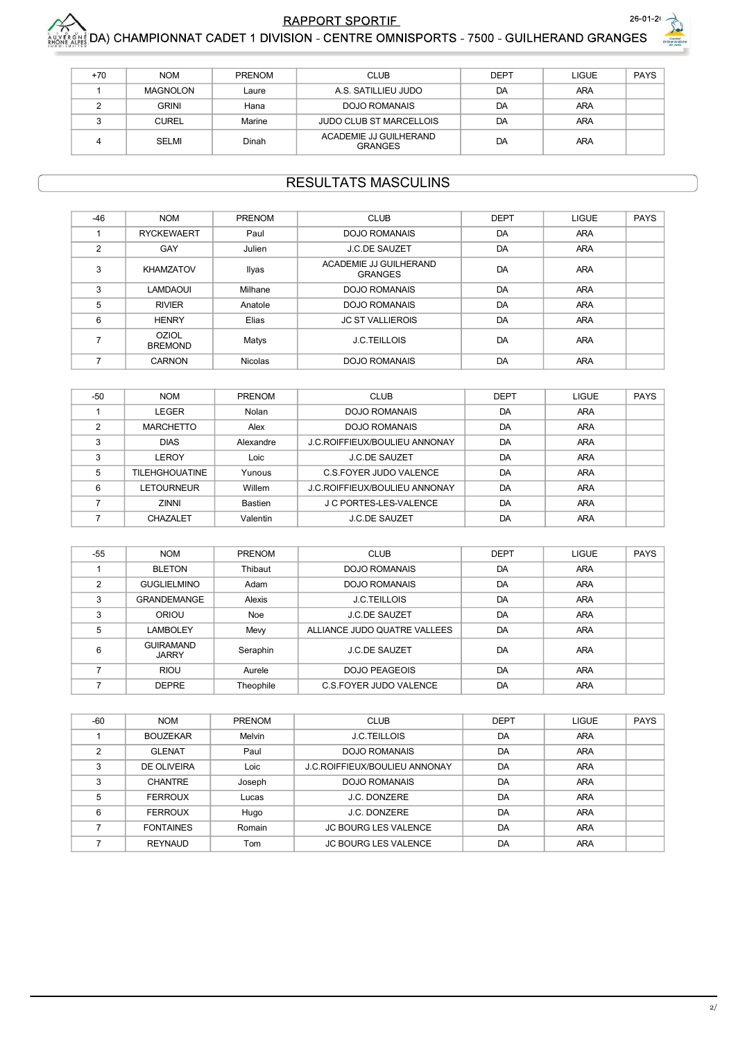| +70 | NOM | PRENOM | CLUB | DEPT | LIGUE | PAYS |
|---|---|---|---|---|---|---|
| 1 | MAGNOLON | Laure | A.S. SATILLIEU JUDO | DA | ARA | |
| 2 | GRINI | Hana | DOJO ROMANAIS | DA | ARA | |
| 3 | CUREL | Marine | JUDO CLUB ST MARCELLOIS | DA | ARA | |
| 4 | SELMI | Dinah | ACADEMIE JJ GUILHERAND GRANGES | DA | ARA | |

## RESULTATS MASCULINS

| -46 | NOM | PRENOM | CLUB | DEPT | LIGUE | PAYS |
|---|---|---|---|---|---|---|
| 1 | RYCKEWAERT | Paul | DOJO ROMANAIS | DA | ARA | |
| 2 | GAY | Julien | J.C.DE SAUZET | DA | ARA | |
| 3 | KHAMZATOV | Ilyas | ACADEMIE JJ GUILHERAND GRANGES | DA | ARA | |
| 3 | LAMDAOUI | Milhane | DOJO ROMANAIS | DA | ARA | |
| 5 | RIVIER | Anatole | DOJO ROMANAIS | DA | ARA | |
| 6 | HENRY | Elias | JC ST VALLIEROIS | DA | ARA | |
| 7 | OZIOL BREMOND | Matys | J.C.TEILLOIS | DA | ARA | |
| 7 | CARNON | Nicolas | DOJO ROMANAIS | DA | ARA | |

| -50 | NOM | PRENOM | CLUB | DEPT | LIGUE | PAYS |
|---|---|---|---|---|---|---|
| 1 | LEGER | Nolan | DOJO ROMANAIS | DA | ARA | |
| 2 | MARCHETTO | Alex | DOJO ROMANAIS | DA | ARA | |
| 3 | DIAS | Alexandre | J.C.ROIFFIEUX/BOULIEU ANNONAY | DA | ARA | |
| 3 | LEROY | Loic | J.C.DE SAUZET | DA | ARA | |
| 5 | TILEHGHOUATINE | Yunous | C.S.FOYER JUDO VALENCE | DA | ARA | |
| 6 | LETOURNEUR | Willem | J.C.ROIFFIEUX/BOULIEU ANNONAY | DA | ARA | |
| 7 | ZINNI | Bastien | J C PORTES-LES-VALENCE | DA | ARA | |
| 7 | CHAZALET | Valentin | J.C.DE SAUZET | DA | ARA | |

| -55 | NOM | PRENOM | CLUB | DEPT | LIGUE | PAYS |
|---|---|---|---|---|---|---|
| 1 | BLETON | Thibaut | DOJO ROMANAIS | DA | ARA | |
| 2 | GUGLIELMINO | Adam | DOJO ROMANAIS | DA | ARA | |
| 3 | GRANDEMANGE | Alexis | J.C.TEILLOIS | DA | ARA | |
| 3 | ORIOU | Noe | J.C.DE SAUZET | DA | ARA | |
| 5 | LAMBOLEY | Mevy | ALLIANCE JUDO QUATRE VALLEES | DA | ARA | |
| 6 | GUIRAMAND JARRY | Seraphin | J.C.DE SAUZET | DA | ARA | |
| 7 | RIOU | Aurele | DOJO PEAGEOIS | DA | ARA | |
| 7 | DEPRE | Theophile | C.S.FOYER JUDO VALENCE | DA | ARA | |

| -60 | NOM | PRENOM | CLUB | DEPT | LIGUE | PAYS |
|---|---|---|---|---|---|---|
| 1 | BOUZEKAR | Melvin | J.C.TEILLOIS | DA | ARA | |
| 2 | GLENAT | Paul | DOJO ROMANAIS | DA | ARA | |
| 3 | DE OLIVEIRA | Loic | J.C.ROIFFIEUX/BOULIEU ANNONAY | DA | ARA | |
| 3 | CHANTRE | Joseph | DOJO ROMANAIS | DA | ARA | |
| 5 | FERROUX | Lucas | J.C. DONZERE | DA | ARA | |
| 6 | FERROUX | Hugo | J.C. DONZERE | DA | ARA | |
| 7 | FONTAINES | Romain | JC BOURG LES VALENCE | DA | ARA | |
| 7 | REYNAUD | Tom | JC BOURG LES VALENCE | DA | ARA | |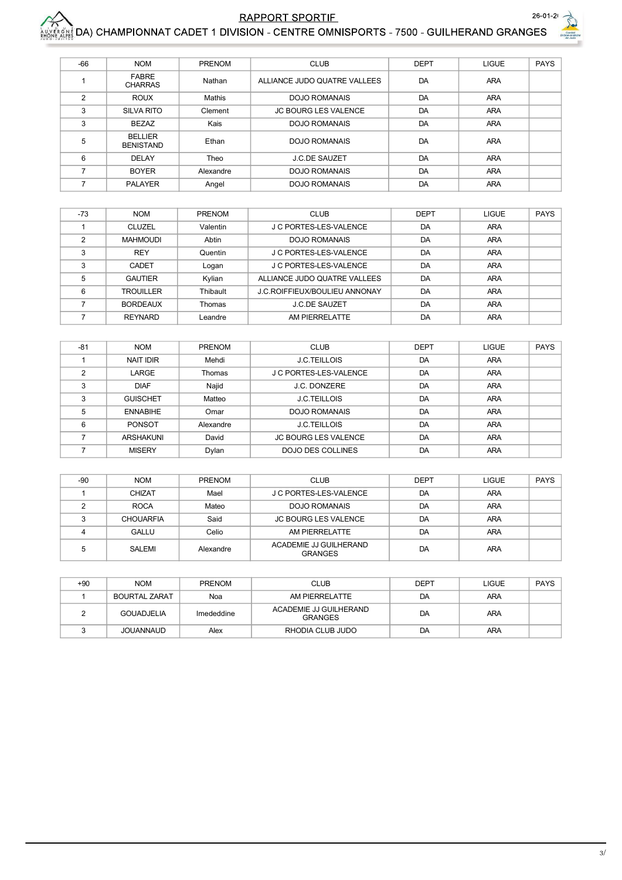| -66 | NOM | PRENOM | CLUB | DEPT | LIGUE | PAYS |
|---|---|---|---|---|---|---|
| 1 | FABRE CHARRAS | Nathan | ALLIANCE JUDO QUATRE VALLEES | DA | ARA | |
| 2 | ROUX | Mathis | DOJO ROMANAIS | DA | ARA | |
| 3 | SILVA RITO | Clement | JC BOURG LES VALENCE | DA | ARA | |
| 3 | BEZAZ | Kais | DOJO ROMANAIS | DA | ARA | |
| 5 | BELLIER BENISTAND | Ethan | DOJO ROMANAIS | DA | ARA | |
| 6 | DELAY | Theo | J.C.DE SAUZET | DA | ARA | |
| 7 | BOYER | Alexandre | DOJO ROMANAIS | DA | ARA | |
| 7 | PALAYER | Angel | DOJO ROMANAIS | DA | ARA | |

| -73 | NOM | PRENOM | CLUB | DEPT | LIGUE | PAYS |
|---|---|---|---|---|---|---|
| 1 | CLUZEL | Valentin | J C PORTES-LES-VALENCE | DA | ARA | |
| 2 | MAHMOUDI | Abtin | DOJO ROMANAIS | DA | ARA | |
| 3 | REY | Quentin | J C PORTES-LES-VALENCE | DA | ARA | |
| 3 | CADET | Logan | J C PORTES-LES-VALENCE | DA | ARA | |
| 5 | GAUTIER | Kylian | ALLIANCE JUDO QUATRE VALLEES | DA | ARA | |
| 6 | TROUILLER | Thibault | J.C.ROIFFIEUX/BOULIEU ANNONAY | DA | ARA | |
| 7 | BORDEAUX | Thomas | J.C.DE SAUZET | DA | ARA | |
| 7 | REYNARD | Leandre | AM PIERRELATTE | DA | ARA | |

| -81 | NOM | PRENOM | CLUB | DEPT | LIGUE | PAYS |
|---|---|---|---|---|---|---|
| 1 | NAIT IDIR | Mehdi | J.C.TEILLOIS | DA | ARA | |
| 2 | LARGE | Thomas | J C PORTES-LES-VALENCE | DA | ARA | |
| 3 | DIAF | Najid | J.C. DONZERE | DA | ARA | |
| 3 | GUISCHET | Matteo | J.C.TEILLOIS | DA | ARA | |
| 5 | ENNABIHE | Omar | DOJO ROMANAIS | DA | ARA | |
| 6 | PONSOT | Alexandre | J.C.TEILLOIS | DA | ARA | |
| 7 | ARSHAKUNI | David | JC BOURG LES VALENCE | DA | ARA | |
| 7 | MISERY | Dylan | DOJO DES COLLINES | DA | ARA | |

| -90 | NOM | PRENOM | CLUB | DEPT | LIGUE | PAYS |
|---|---|---|---|---|---|---|
| 1 | CHIZAT | Mael | J C PORTES-LES-VALENCE | DA | ARA | |
| 2 | ROCA | Mateo | DOJO ROMANAIS | DA | ARA | |
| 3 | CHOUARFIA | Said | JC BOURG LES VALENCE | DA | ARA | |
| 4 | GALLU | Celio | AM PIERRELATTE | DA | ARA | |
| 5 | SALEMI | Alexandre | ACADEMIE JJ GUILHERAND GRANGES | DA | ARA | |

| +90 | NOM | PRENOM | CLUB | DEPT | LIGUE | PAYS |
|---|---|---|---|---|---|---|
| 1 | BOURTAL ZARAT | Noa | AM PIERRELATTE | DA | ARA | |
| 2 | GOUADJELIA | Imededdine | ACADEMIE JJ GUILHERAND GRANGES | DA | ARA | |
| 3 | JOUANNAUD | Alex | RHODIA CLUB JUDO | DA | ARA | |